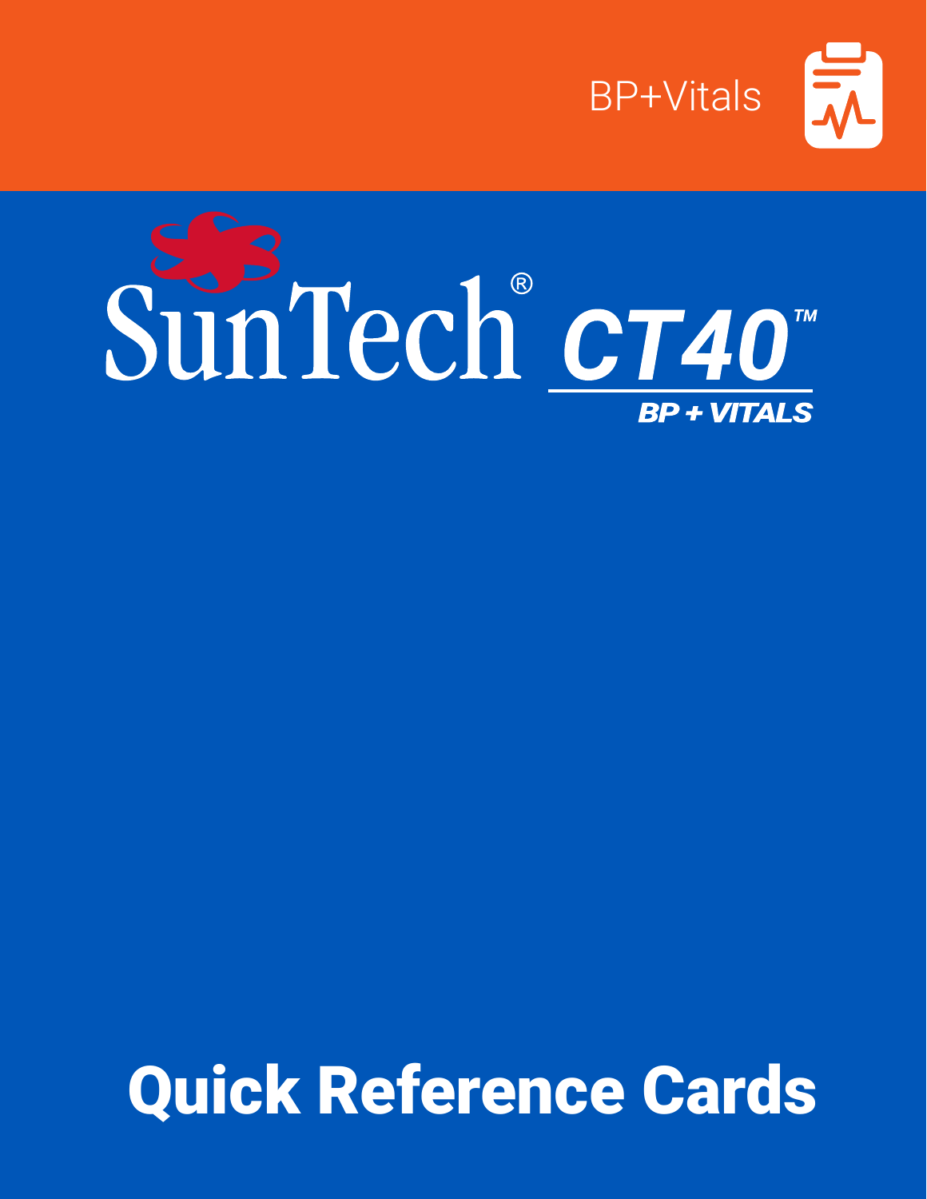BP+Vitals

# SunTech® CT40™

BP + VITALS

# Quick Reference Cards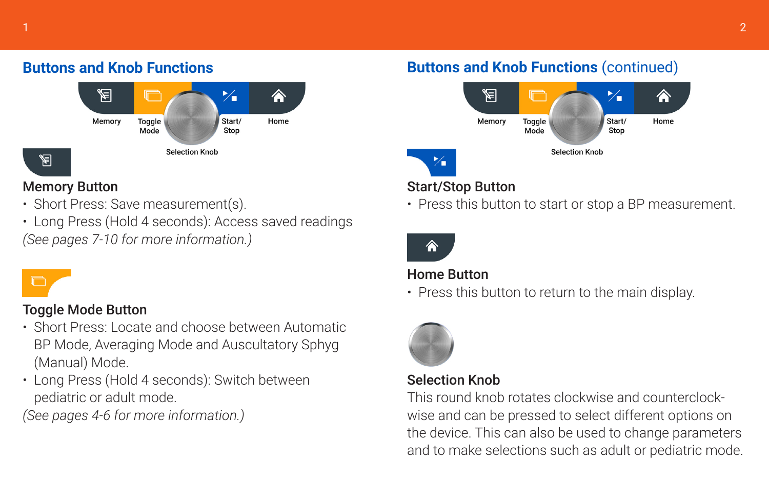## Buttons and Knob Functions

Memory | Toggle Mode | Start/ Stop | Home

Selection Knob

### Memory Button

- Short Press: Save measurement(s).
- Long Press (Hold 4 seconds): Access saved readings

*(See pages 7-10 for more information.)*

### Toggle Mode Button

- Short Press: Locate and choose between Automatic BP Mode, Averaging Mode and Auscultatory Sphyg (Manual) Mode.
- Long Press (Hold 4 seconds): Switch between pediatric or adult mode.

*(See pages 4-6 for more information.)*

## Buttons and Knob Functions (continued)

Memory | Toggle Mode | Start/ Stop | Home

Selection Knob

### Start/Stop Button

- Press this button to start or stop a BP measurement.

### Home Button

- Press this button to return to the main display.

### Selection Knob

This round knob rotates clockwise and counterclock-wise and can be pressed to select different options on the device. This can also be used to change parameters and to make selections such as adult or pediatric mode.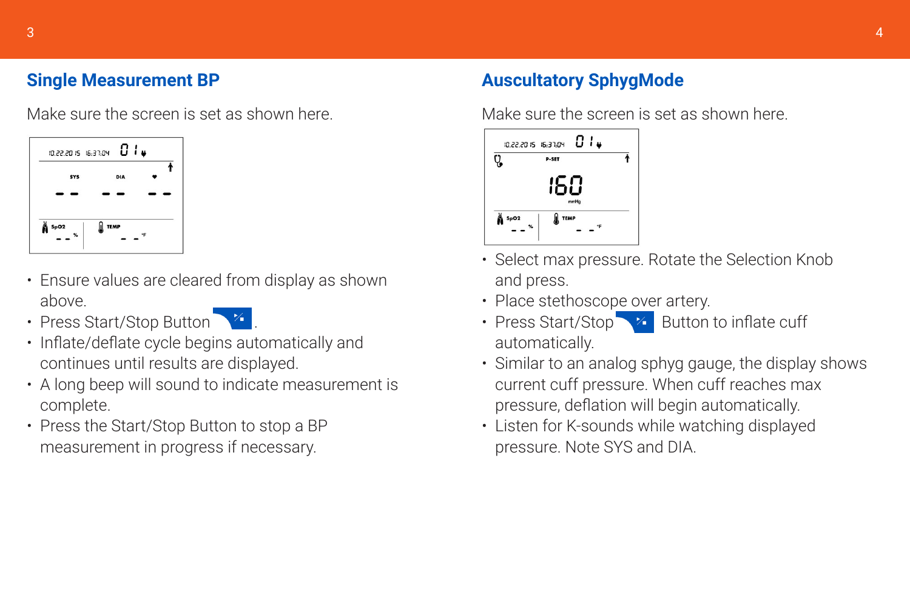## Single Measurement BP

Make sure the screen is set as shown here.

- Ensure values are cleared from display as shown above.
- Press Start/Stop Button.
- Inflate/deflate cycle begins automatically and continues until results are displayed.
- A long beep will sound to indicate measurement is complete.
- Press the Start/Stop Button to stop a BP measurement in progress if necessary.

## Auscultatory SphygMode

Make sure the screen is set as shown here.

- Select max pressure. Rotate the Selection Knob and press.
- Place stethoscope over artery.
- Press Start/Stop Button to inflate cuff automatically.
- Similar to an analog sphyg gauge, the display shows current cuff pressure. When cuff reaches max pressure, deflation will begin automatically.
- Listen for K-sounds while watching displayed pressure. Note SYS and DIA.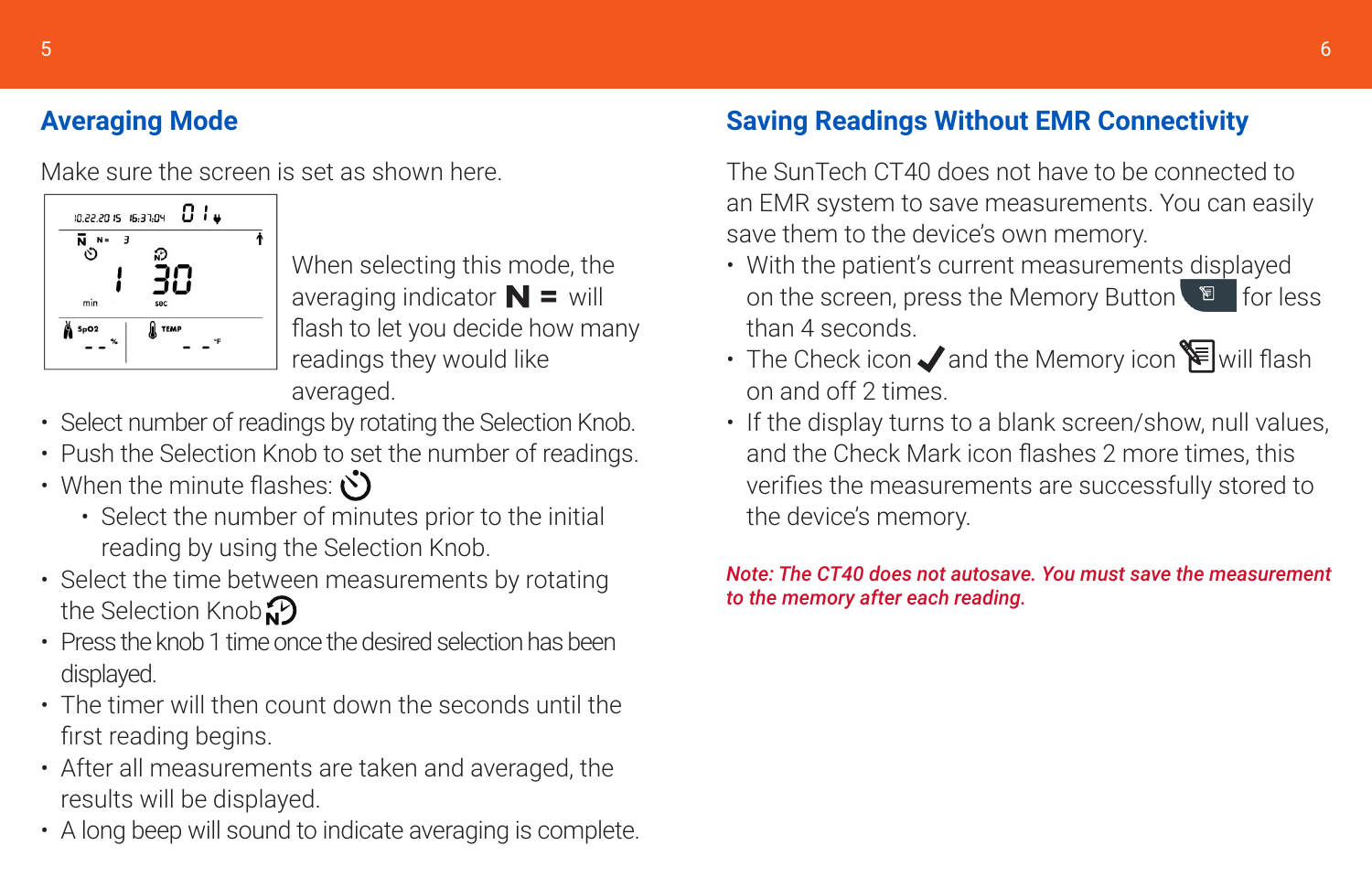## Averaging Mode

Make sure the screen is set as shown here.

When selecting this mode, the averaging indicator **N =** will flash to let you decide how many readings they would like averaged.

- Select number of readings by rotating the Selection Knob.
- Push the Selection Knob to set the number of readings.
- When the minute flashes:
  - Select the number of minutes prior to the initial reading by using the Selection Knob.
- Select the time between measurements by rotating the Selection Knob
- Press the knob 1 time once the desired selection has been displayed.
- The timer will then count down the seconds until the first reading begins.
- After all measurements are taken and averaged, the results will be displayed.
- A long beep will sound to indicate averaging is complete.

## Saving Readings Without EMR Connectivity

The SunTech CT40 does not have to be connected to an EMR system to save measurements. You can easily save them to the device's own memory.

- With the patient's current measurements displayed on the screen, press the Memory Button for less than 4 seconds.
- The Check icon ✓ and the Memory icon will flash on and off 2 times.
- If the display turns to a blank screen/show, null values, and the Check Mark icon flashes 2 more times, this verifies the measurements are successfully stored to the device's memory.

***Note: The CT40 does not autosave. You must save the measurement to the memory after each reading.***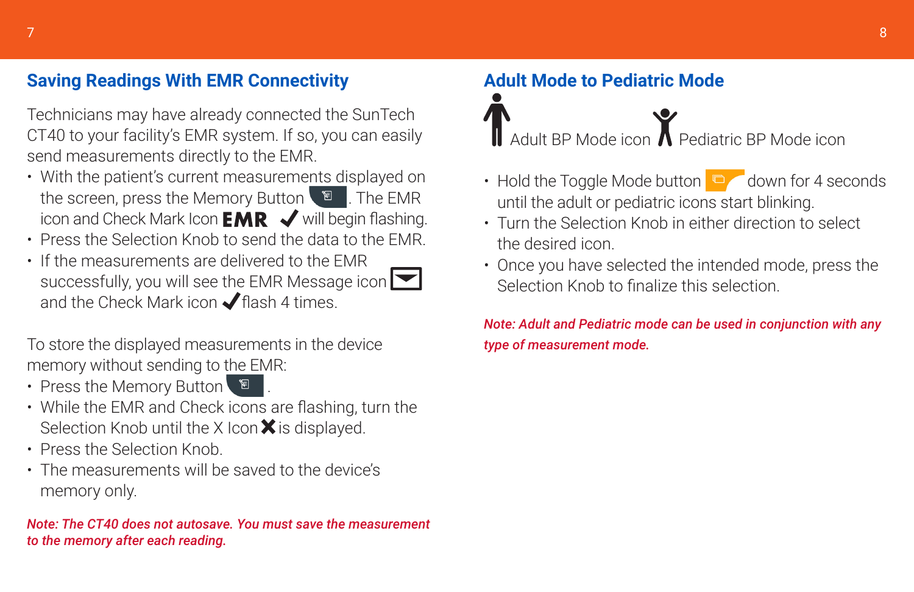## Saving Readings With EMR Connectivity

Technicians may have already connected the SunTech CT40 to your facility's EMR system. If so, you can easily send measurements directly to the EMR.

- With the patient's current measurements displayed on the screen, press the Memory Button. The EMR icon and Check Mark Icon **EMR** ✔ will begin flashing.
- Press the Selection Knob to send the data to the EMR.
- If the measurements are delivered to the EMR successfully, you will see the EMR Message icon and the Check Mark icon ✔ flash 4 times.

To store the displayed measurements in the device memory without sending to the EMR:

- Press the Memory Button.
- While the EMR and Check icons are flashing, turn the Selection Knob until the X Icon ✖ is displayed.
- Press the Selection Knob.
- The measurements will be saved to the device's memory only.

***Note: The CT40 does not autosave. You must save the measurement to the memory after each reading.***

## Adult Mode to Pediatric Mode

Adult BP Mode icon Pediatric BP Mode icon

- Hold the Toggle Mode button down for 4 seconds until the adult or pediatric icons start blinking.
- Turn the Selection Knob in either direction to select the desired icon.
- Once you have selected the intended mode, press the Selection Knob to finalize this selection.

***Note: Adult and Pediatric mode can be used in conjunction with any type of measurement mode.***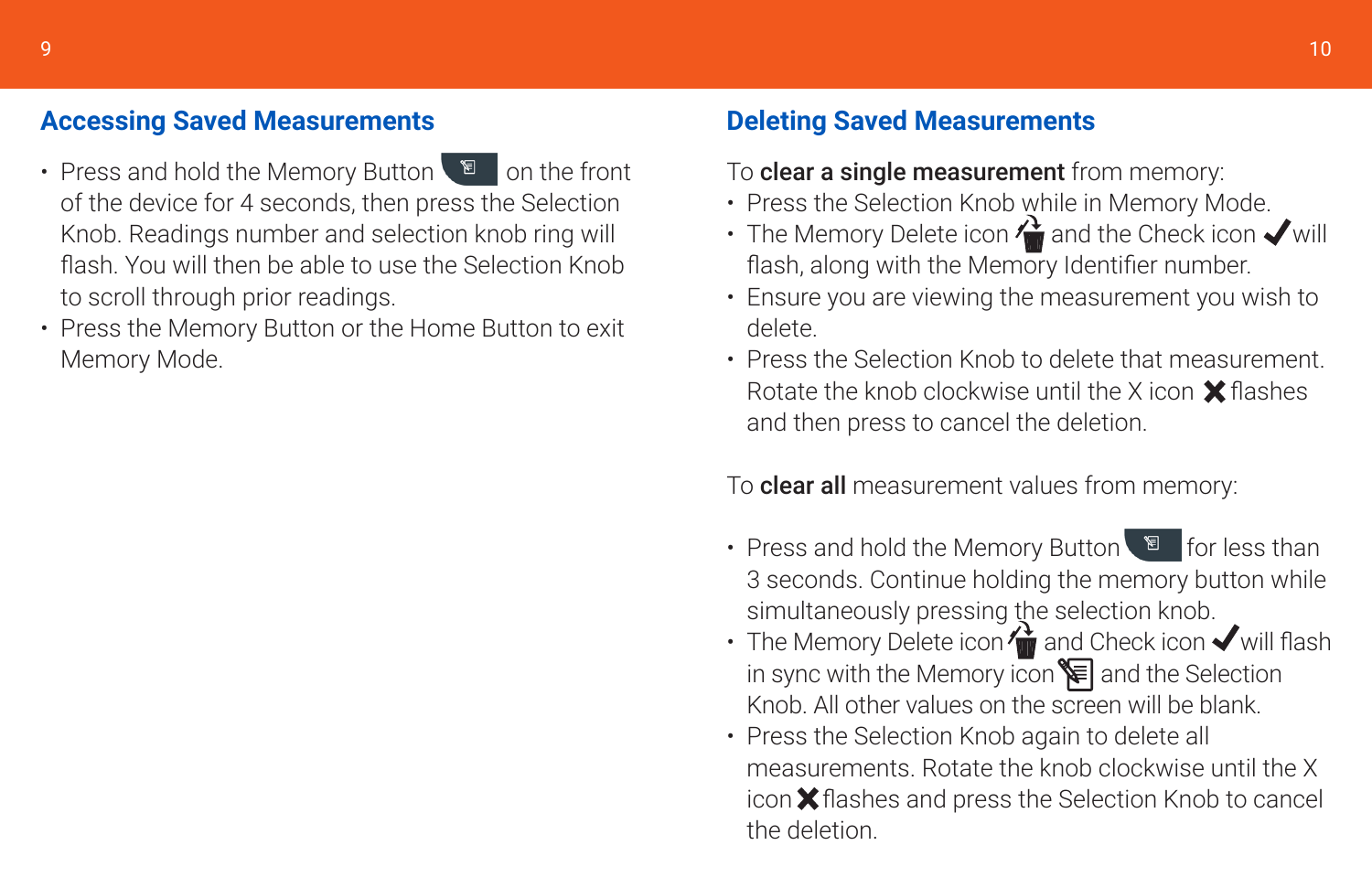## Accessing Saved Measurements

- Press and hold the Memory Button on the front of the device for 4 seconds, then press the Selection Knob. Readings number and selection knob ring will flash. You will then be able to use the Selection Knob to scroll through prior readings.
- Press the Memory Button or the Home Button to exit Memory Mode.

## Deleting Saved Measurements

To **clear a single measurement** from memory:

- Press the Selection Knob while in Memory Mode.
- The Memory Delete icon and the Check icon ✔ will flash, along with the Memory Identifier number.
- Ensure you are viewing the measurement you wish to delete.
- Press the Selection Knob to delete that measurement. Rotate the knob clockwise until the X icon ✖ flashes and then press to cancel the deletion.

To **clear all** measurement values from memory:

- Press and hold the Memory Button for less than 3 seconds. Continue holding the memory button while simultaneously pressing the selection knob.
- The Memory Delete icon and Check icon ✔ will flash in sync with the Memory icon and the Selection Knob. All other values on the screen will be blank.
- Press the Selection Knob again to delete all measurements. Rotate the knob clockwise until the X icon ✖ flashes and press the Selection Knob to cancel the deletion.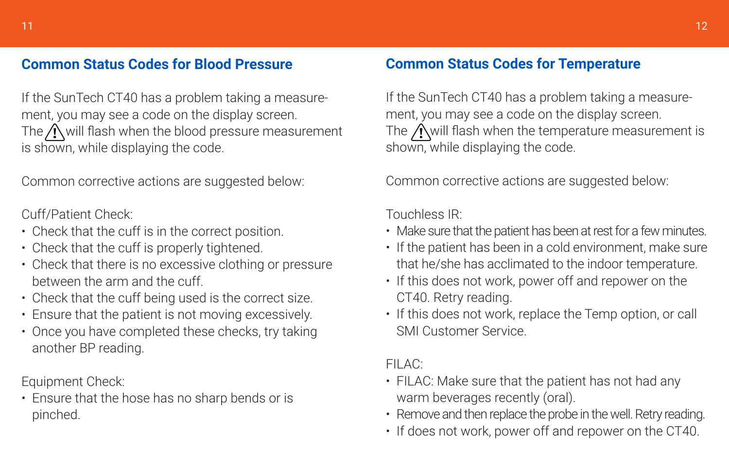## Common Status Codes for Blood Pressure

If the SunTech CT40 has a problem taking a measurement, you may see a code on the display screen. The ⚠ will flash when the blood pressure measurement is shown, while displaying the code.

Common corrective actions are suggested below:

Cuff/Patient Check:

- Check that the cuff is in the correct position.
- Check that the cuff is properly tightened.
- Check that there is no excessive clothing or pressure between the arm and the cuff.
- Check that the cuff being used is the correct size.
- Ensure that the patient is not moving excessively.
- Once you have completed these checks, try taking another BP reading.

Equipment Check:

- Ensure that the hose has no sharp bends or is pinched.

## Common Status Codes for Temperature

If the SunTech CT40 has a problem taking a measurement, you may see a code on the display screen. The ⚠ will flash when the temperature measurement is shown, while displaying the code.

Common corrective actions are suggested below:

Touchless IR:

- Make sure that the patient has been at rest for a few minutes.
- If the patient has been in a cold environment, make sure that he/she has acclimated to the indoor temperature.
- If this does not work, power off and repower on the CT40. Retry reading.
- If this does not work, replace the Temp option, or call SMI Customer Service.

FILAC:

- FILAC: Make sure that the patient has not had any warm beverages recently (oral).
- Remove and then replace the probe in the well. Retry reading.
- If does not work, power off and repower on the CT40.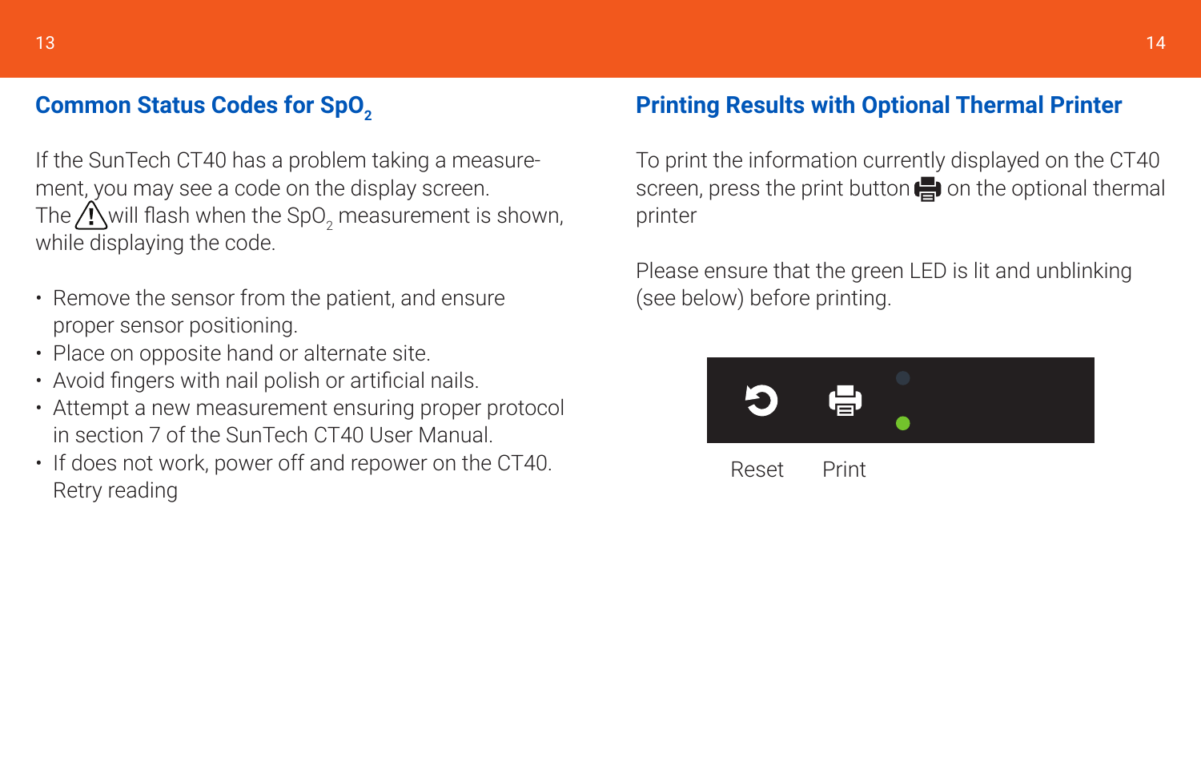## Common Status Codes for $SpO_2$

If the SunTech CT40 has a problem taking a measurement, you may see a code on the display screen. The ⚠ will flash when the $SpO_2$ measurement is shown, while displaying the code.

- Remove the sensor from the patient, and ensure proper sensor positioning.
- Place on opposite hand or alternate site.
- Avoid fingers with nail polish or artificial nails.
- Attempt a new measurement ensuring proper protocol in section 7 of the SunTech CT40 User Manual.
- If does not work, power off and repower on the CT40. Retry reading

## Printing Results with Optional Thermal Printer

To print the information currently displayed on the CT40 screen, press the print button on the optional thermal printer

Please ensure that the green LED is lit and unblinking (see below) before printing.

Reset Print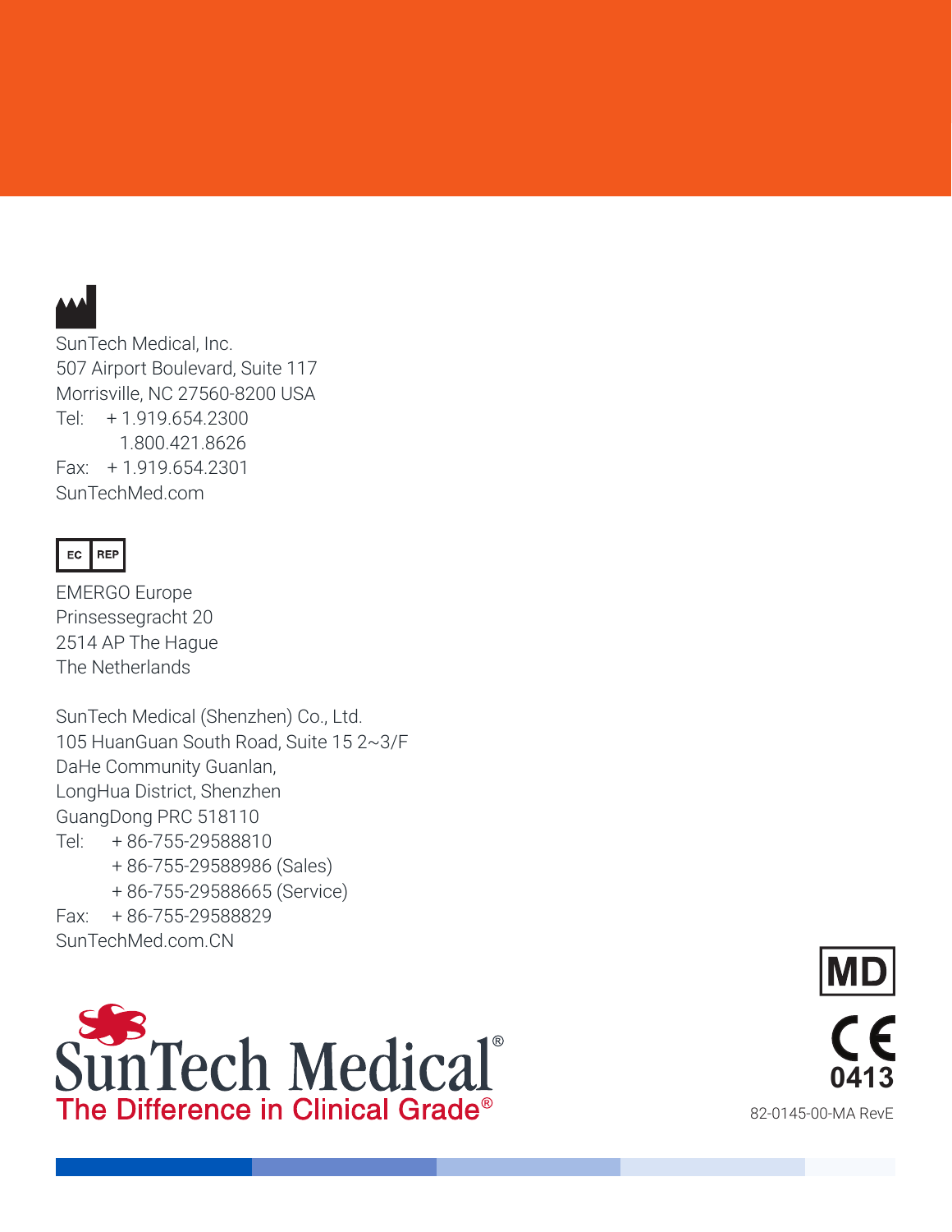SunTech Medical, Inc.
507 Airport Boulevard, Suite 117
Morrisville, NC 27560-8200 USA
Tel: + 1.919.654.2300
1.800.421.8626
Fax: + 1.919.654.2301
SunTechMed.com

EC REP

EMERGO Europe
Prinsessegracht 20
2514 AP The Hague
The Netherlands

SunTech Medical (Shenzhen) Co., Ltd.
105 HuanGuan South Road, Suite 15 2~3/F
DaHe Community Guanlan,
LongHua District, Shenzhen
GuangDong PRC 518110
Tel: + 86-755-29588810
+ 86-755-29588986 (Sales)
+ 86-755-29588665 (Service)
Fax: + 86-755-29588829
SunTechMed.com.CN

SunTech Medical®
The Difference in Clinical Grade®

MD

CE 0413

82-0145-00-MA RevE